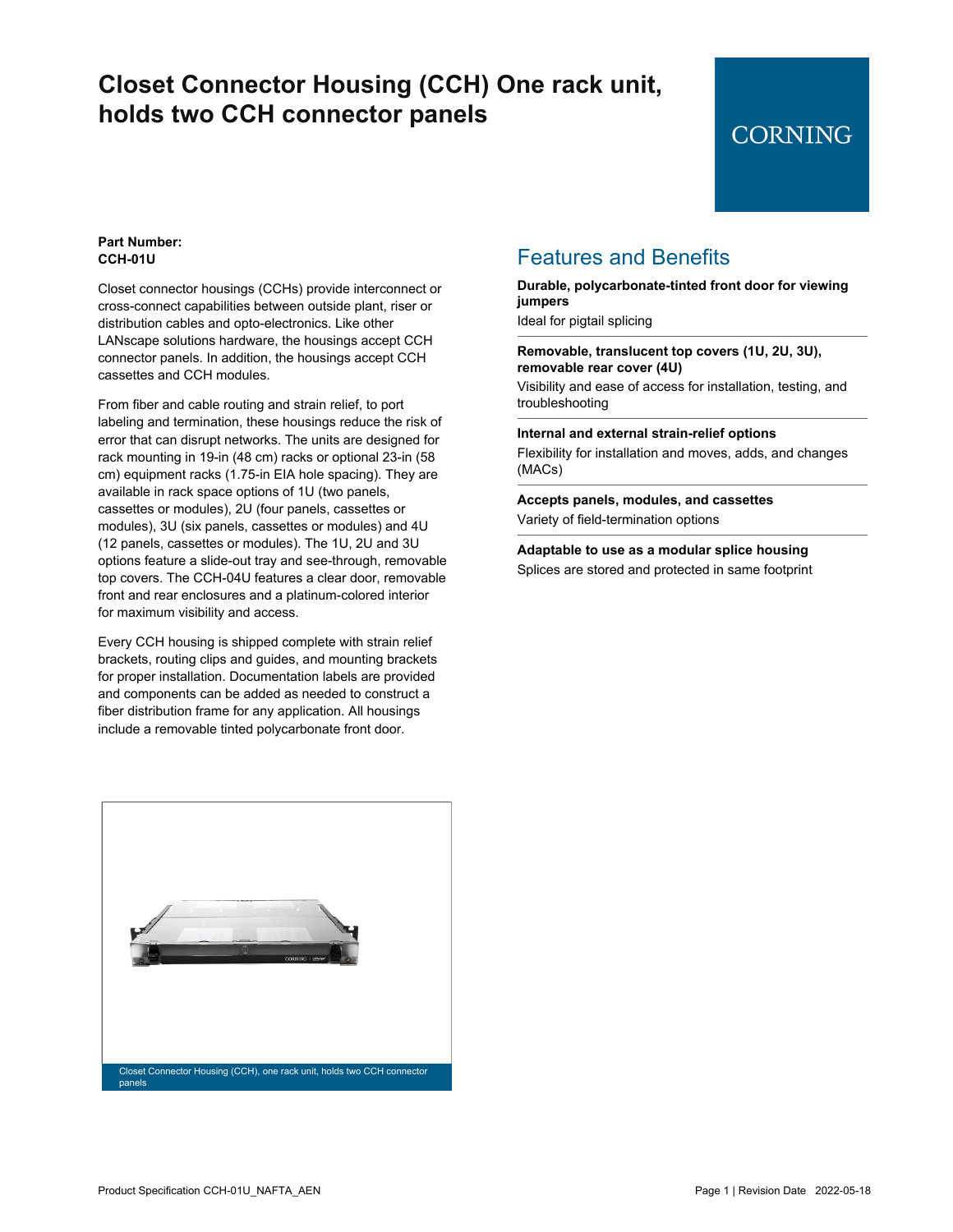# Closet Connector Housing (CCH) One rack unit, holds two CCH connector panels

CORNING

**Part Number:**
**CCH-01U**

Closet connector housings (CCHs) provide interconnect or cross-connect capabilities between outside plant, riser or distribution cables and opto-electronics. Like other LANscape solutions hardware, the housings accept CCH connector panels. In addition, the housings accept CCH cassettes and CCH modules.

From fiber and cable routing and strain relief, to port labeling and termination, these housings reduce the risk of error that can disrupt networks. The units are designed for rack mounting in 19-in (48 cm) racks or optional 23-in (58 cm) equipment racks (1.75-in EIA hole spacing). They are available in rack space options of 1U (two panels, cassettes or modules), 2U (four panels, cassettes or modules), 3U (six panels, cassettes or modules) and 4U (12 panels, cassettes or modules). The 1U, 2U and 3U options feature a slide-out tray and see-through, removable top covers. The CCH-04U features a clear door, removable front and rear enclosures and a platinum-colored interior for maximum visibility and access.

Every CCH housing is shipped complete with strain relief brackets, routing clips and guides, and mounting brackets for proper installation. Documentation labels are provided and components can be added as needed to construct a fiber distribution frame for any application. All housings include a removable tinted polycarbonate front door.

Closet Connector Housing (CCH), one rack unit, holds two CCH connector panels

## Features and Benefits

**Durable, polycarbonate-tinted front door for viewing jumpers**
Ideal for pigtail splicing

**Removable, translucent top covers (1U, 2U, 3U), removable rear cover (4U)**
Visibility and ease of access for installation, testing, and troubleshooting

**Internal and external strain-relief options**
Flexibility for installation and moves, adds, and changes (MACs)

**Accepts panels, modules, and cassettes**
Variety of field-termination options

**Adaptable to use as a modular splice housing**
Splices are stored and protected in same footprint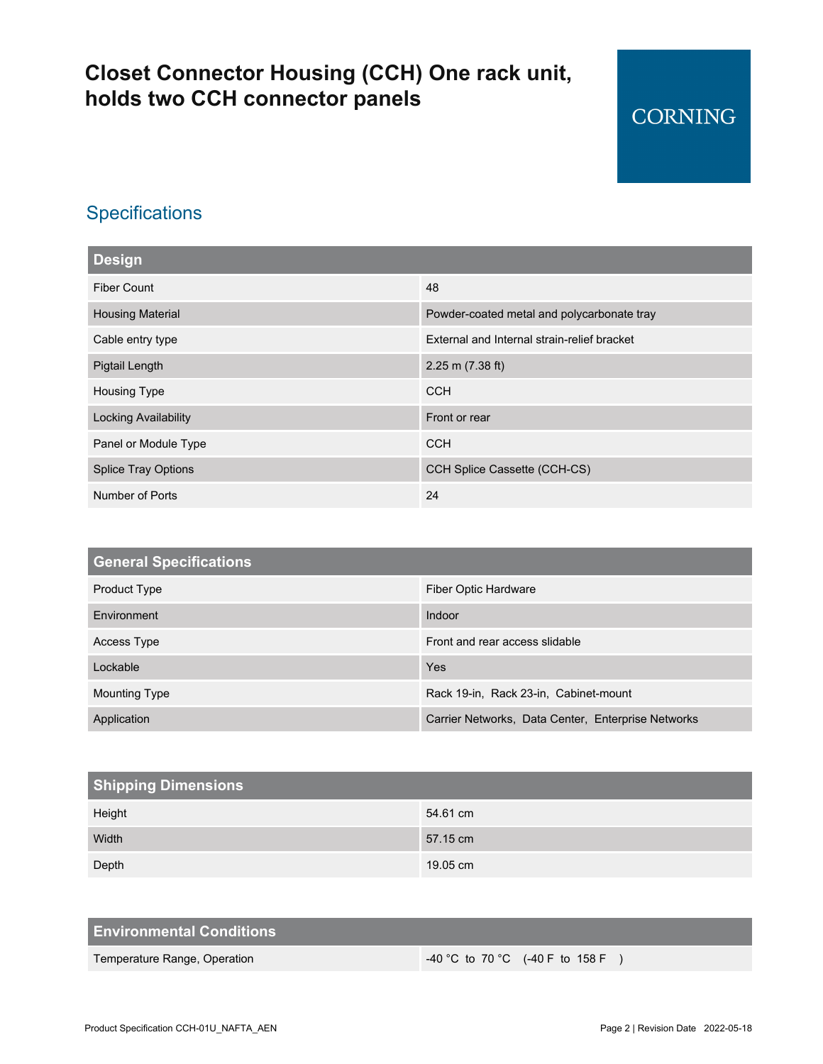# Closet Connector Housing (CCH) One rack unit, holds two CCH connector panels

CORNING

## Specifications

| Design | |
|---|---|
| Fiber Count | 48 |
| Housing Material | Powder-coated metal and polycarbonate tray |
| Cable entry type | External and Internal strain-relief bracket |
| Pigtail Length | 2.25 m (7.38 ft) |
| Housing Type | CCH |
| Locking Availability | Front or rear |
| Panel or Module Type | CCH |
| Splice Tray Options | CCH Splice Cassette (CCH-CS) |
| Number of Ports | 24 |

| General Specifications | |
|---|---|
| Product Type | Fiber Optic Hardware |
| Environment | Indoor |
| Access Type | Front and rear access slidable |
| Lockable | Yes |
| Mounting Type | Rack 19-in, Rack 23-in, Cabinet-mount |
| Application | Carrier Networks, Data Center, Enterprise Networks |

| Shipping Dimensions | |
|---|---|
| Height | 54.61 cm |
| Width | 57.15 cm |
| Depth | 19.05 cm |

| Environmental Conditions | |
|---|---|
| Temperature Range, Operation | -40 °C to 70 °C (-40 F to 158 F ) |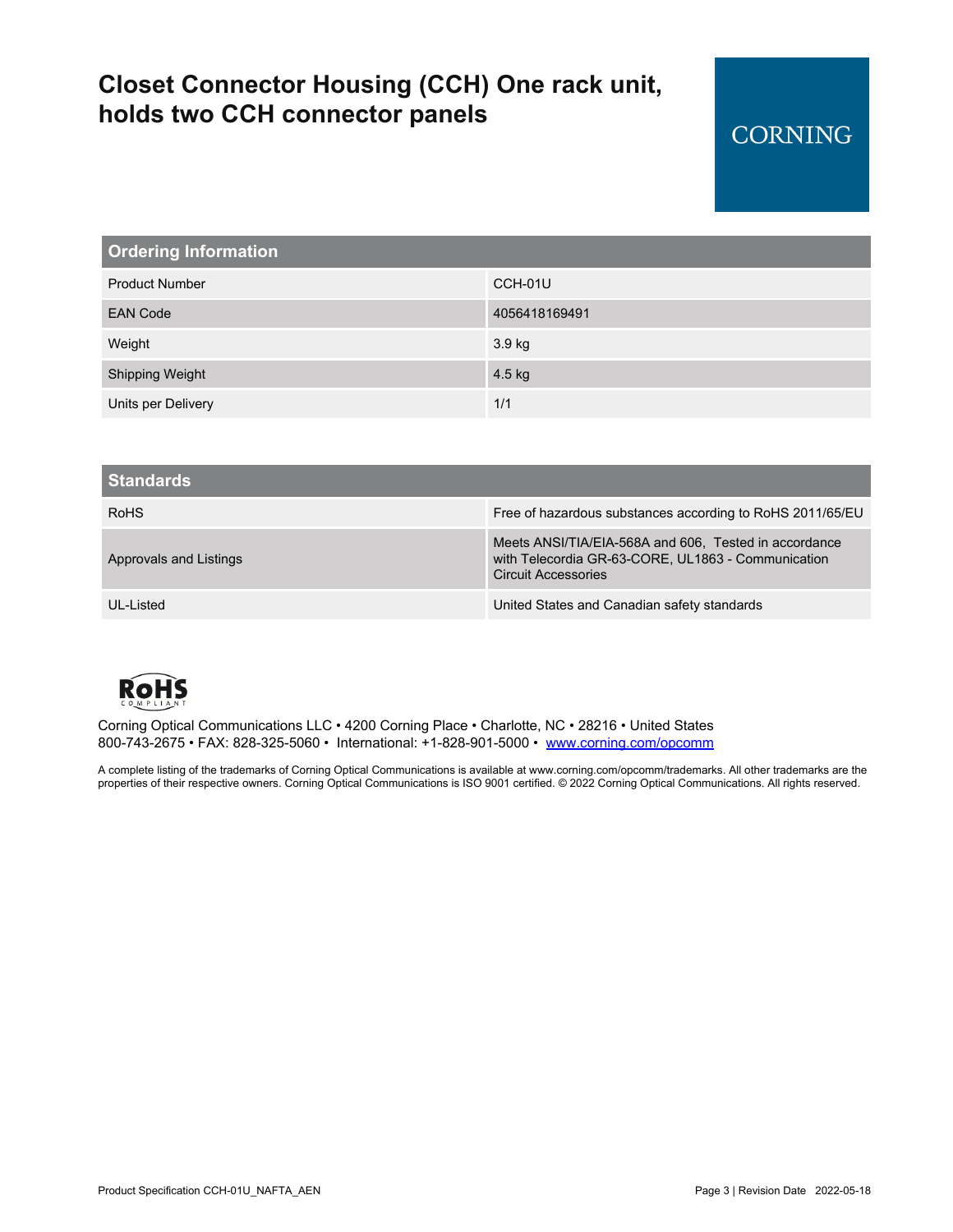# Closet Connector Housing (CCH) One rack unit, holds two CCH connector panels

CORNING

| Ordering Information | |
|---|---|
| Product Number | CCH-01U |
| EAN Code | 4056418169491 |
| Weight | 3.9 kg |
| Shipping Weight | 4.5 kg |
| Units per Delivery | 1/1 |

| Standards | |
|---|---|
| RoHS | Free of hazardous substances according to RoHS 2011/65/EU |
| Approvals and Listings | Meets ANSI/TIA/EIA-568A and 606, Tested in accordance with Telecordia GR-63-CORE, UL1863 - Communication Circuit Accessories |
| UL-Listed | United States and Canadian safety standards |

RoHS COMPLIANT

Corning Optical Communications LLC • 4200 Corning Place • Charlotte, NC • 28216 • United States
800-743-2675 • FAX: 828-325-5060 • International: +1-828-901-5000 • www.corning.com/opcomm

A complete listing of the trademarks of Corning Optical Communications is available at www.corning.com/opcomm/trademarks. All other trademarks are the properties of their respective owners. Corning Optical Communications is ISO 9001 certified. © 2022 Corning Optical Communications. All rights reserved.

Product Specification CCH-01U_NAFTA_AEN

Revision Date 2022-05-18